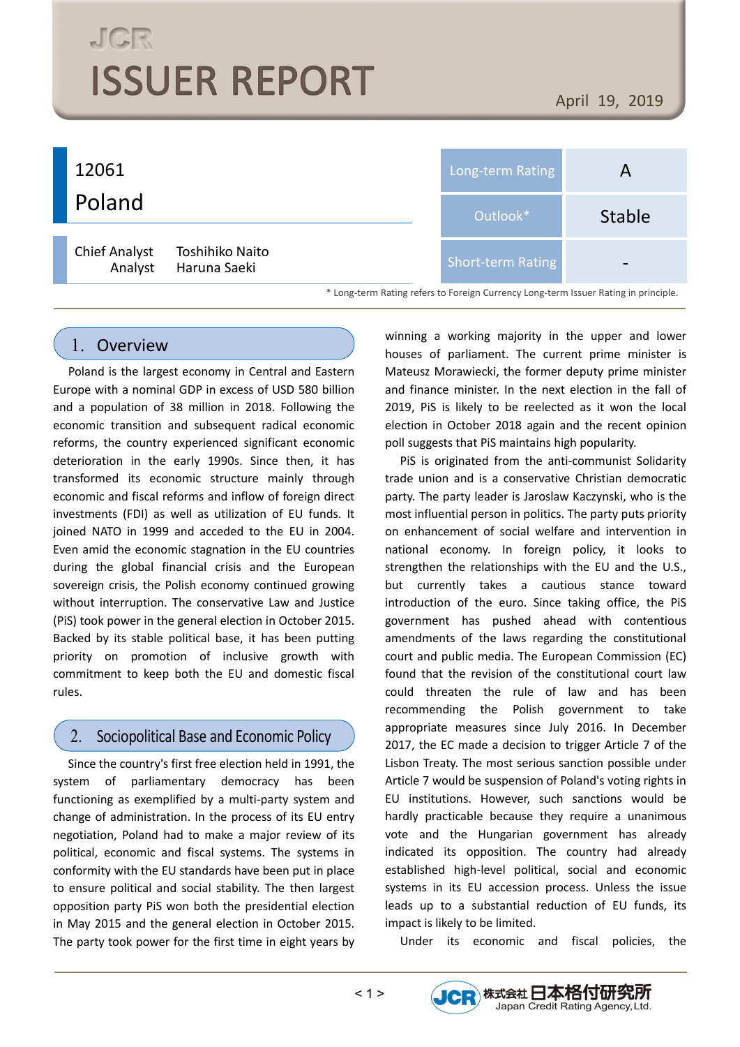JCR

# ISSUER REPORT

April 19, 2019

## 12061
## Poland

Chief Analyst Toshihiko Naito
Analyst Haruna Saeki

| Long-term Rating | A |
|---|---|
| Outlook* | Stable |
| Short-term Rating | - |

\* Long-term Rating refers to Foreign Currency Long-term Issuer Rating in principle.

## 1. Overview

Poland is the largest economy in Central and Eastern Europe with a nominal GDP in excess of USD 580 billion and a population of 38 million in 2018. Following the economic transition and subsequent radical economic reforms, the country experienced significant economic deterioration in the early 1990s. Since then, it has transformed its economic structure mainly through economic and fiscal reforms and inflow of foreign direct investments (FDI) as well as utilization of EU funds. It joined NATO in 1999 and acceded to the EU in 2004. Even amid the economic stagnation in the EU countries during the global financial crisis and the European sovereign crisis, the Polish economy continued growing without interruption. The conservative Law and Justice (PiS) took power in the general election in October 2015. Backed by its stable political base, it has been putting priority on promotion of inclusive growth with commitment to keep both the EU and domestic fiscal rules.

## 2. Sociopolitical Base and Economic Policy

Since the country's first free election held in 1991, the system of parliamentary democracy has been functioning as exemplified by a multi-party system and change of administration. In the process of its EU entry negotiation, Poland had to make a major review of its political, economic and fiscal systems. The systems in conformity with the EU standards have been put in place to ensure political and social stability. The then largest opposition party PiS won both the presidential election in May 2015 and the general election in October 2015. The party took power for the first time in eight years by winning a working majority in the upper and lower houses of parliament. The current prime minister is Mateusz Morawiecki, the former deputy prime minister and finance minister. In the next election in the fall of 2019, PiS is likely to be reelected as it won the local election in October 2018 again and the recent opinion poll suggests that PiS maintains high popularity.

PiS is originated from the anti-communist Solidarity trade union and is a conservative Christian democratic party. The party leader is Jaroslaw Kaczynski, who is the most influential person in politics. The party puts priority on enhancement of social welfare and intervention in national economy. In foreign policy, it looks to strengthen the relationships with the EU and the U.S., but currently takes a cautious stance toward introduction of the euro. Since taking office, the PiS government has pushed ahead with contentious amendments of the laws regarding the constitutional court and public media. The European Commission (EC) found that the revision of the constitutional court law could threaten the rule of law and has been recommending the Polish government to take appropriate measures since July 2016. In December 2017, the EC made a decision to trigger Article 7 of the Lisbon Treaty. The most serious sanction possible under Article 7 would be suspension of Poland's voting rights in EU institutions. However, such sanctions would be hardly practicable because they require a unanimous vote and the Hungarian government has already indicated its opposition. The country had already established high-level political, social and economic systems in its EU accession process. Unless the issue leads up to a substantial reduction of EU funds, its impact is likely to be limited.

Under its economic and fiscal policies, the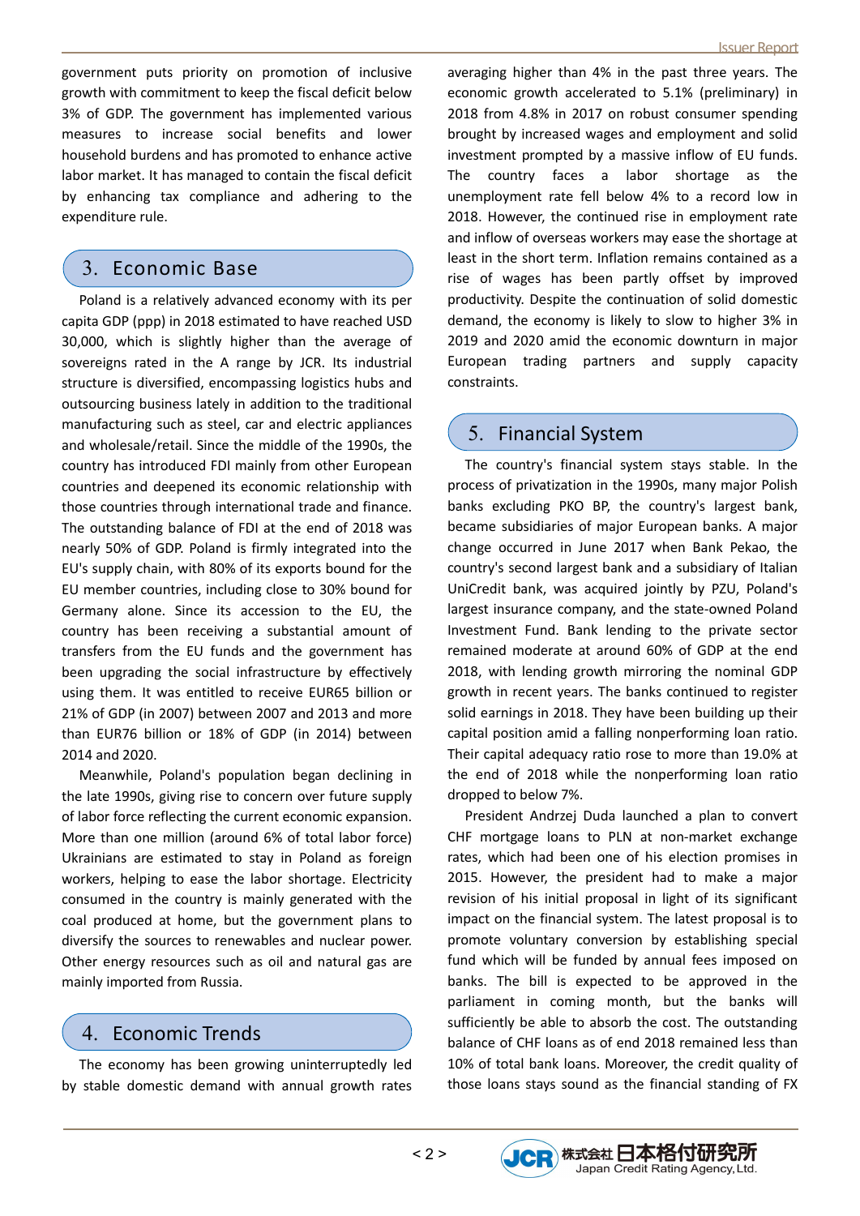government puts priority on promotion of inclusive growth with commitment to keep the fiscal deficit below 3% of GDP. The government has implemented various measures to increase social benefits and lower household burdens and has promoted to enhance active labor market. It has managed to contain the fiscal deficit by enhancing tax compliance and adhering to the expenditure rule.

## 3. Economic Base

Poland is a relatively advanced economy with its per capita GDP (ppp) in 2018 estimated to have reached USD 30,000, which is slightly higher than the average of sovereigns rated in the A range by JCR. Its industrial structure is diversified, encompassing logistics hubs and outsourcing business lately in addition to the traditional manufacturing such as steel, car and electric appliances and wholesale/retail. Since the middle of the 1990s, the country has introduced FDI mainly from other European countries and deepened its economic relationship with those countries through international trade and finance. The outstanding balance of FDI at the end of 2018 was nearly 50% of GDP. Poland is firmly integrated into the EU's supply chain, with 80% of its exports bound for the EU member countries, including close to 30% bound for Germany alone. Since its accession to the EU, the country has been receiving a substantial amount of transfers from the EU funds and the government has been upgrading the social infrastructure by effectively using them. It was entitled to receive EUR65 billion or 21% of GDP (in 2007) between 2007 and 2013 and more than EUR76 billion or 18% of GDP (in 2014) between 2014 and 2020.

Meanwhile, Poland's population began declining in the late 1990s, giving rise to concern over future supply of labor force reflecting the current economic expansion. More than one million (around 6% of total labor force) Ukrainians are estimated to stay in Poland as foreign workers, helping to ease the labor shortage. Electricity consumed in the country is mainly generated with the coal produced at home, but the government plans to diversify the sources to renewables and nuclear power. Other energy resources such as oil and natural gas are mainly imported from Russia.

## 4. Economic Trends

The economy has been growing uninterruptedly led by stable domestic demand with annual growth rates averaging higher than 4% in the past three years. The economic growth accelerated to 5.1% (preliminary) in 2018 from 4.8% in 2017 on robust consumer spending brought by increased wages and employment and solid investment prompted by a massive inflow of EU funds. The country faces a labor shortage as the unemployment rate fell below 4% to a record low in 2018. However, the continued rise in employment rate and inflow of overseas workers may ease the shortage at least in the short term. Inflation remains contained as a rise of wages has been partly offset by improved productivity. Despite the continuation of solid domestic demand, the economy is likely to slow to higher 3% in 2019 and 2020 amid the economic downturn in major European trading partners and supply capacity constraints.

## 5. Financial System

The country's financial system stays stable. In the process of privatization in the 1990s, many major Polish banks excluding PKO BP, the country's largest bank, became subsidiaries of major European banks. A major change occurred in June 2017 when Bank Pekao, the country's second largest bank and a subsidiary of Italian UniCredit bank, was acquired jointly by PZU, Poland's largest insurance company, and the state-owned Poland Investment Fund. Bank lending to the private sector remained moderate at around 60% of GDP at the end 2018, with lending growth mirroring the nominal GDP growth in recent years. The banks continued to register solid earnings in 2018. They have been building up their capital position amid a falling nonperforming loan ratio. Their capital adequacy ratio rose to more than 19.0% at the end of 2018 while the nonperforming loan ratio dropped to below 7%.

President Andrzej Duda launched a plan to convert CHF mortgage loans to PLN at non-market exchange rates, which had been one of his election promises in 2015. However, the president had to make a major revision of his initial proposal in light of its significant impact on the financial system. The latest proposal is to promote voluntary conversion by establishing special fund which will be funded by annual fees imposed on banks. The bill is expected to be approved in the parliament in coming month, but the banks will sufficiently be able to absorb the cost. The outstanding balance of CHF loans as of end 2018 remained less than 10% of total bank loans. Moreover, the credit quality of those loans stays sound as the financial standing of FX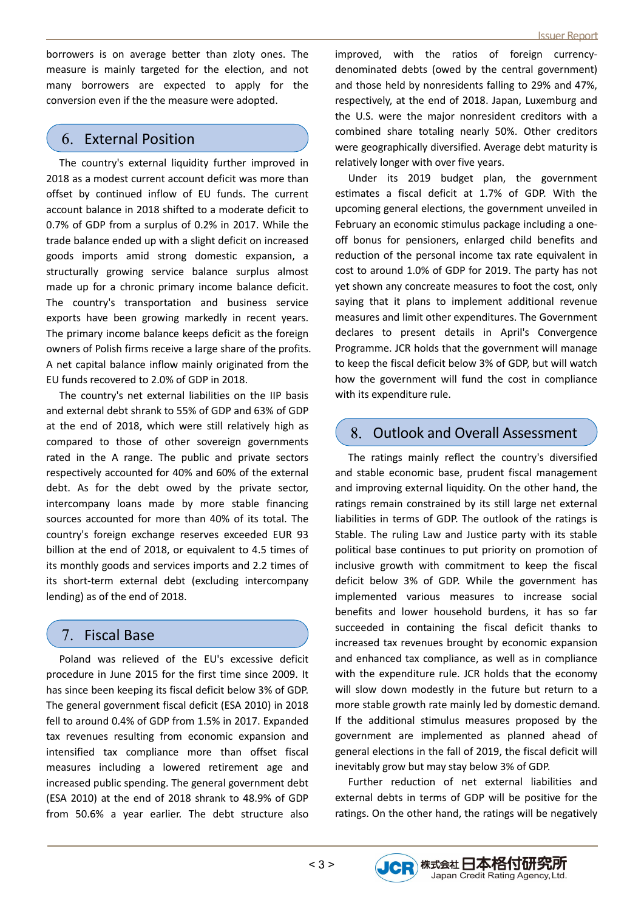borrowers is on average better than zloty ones. The measure is mainly targeted for the election, and not many borrowers are expected to apply for the conversion even if the the measure were adopted.

## 6. External Position

The country's external liquidity further improved in 2018 as a modest current account deficit was more than offset by continued inflow of EU funds. The current account balance in 2018 shifted to a moderate deficit to 0.7% of GDP from a surplus of 0.2% in 2017. While the trade balance ended up with a slight deficit on increased goods imports amid strong domestic expansion, a structurally growing service balance surplus almost made up for a chronic primary income balance deficit. The country's transportation and business service exports have been growing markedly in recent years. The primary income balance keeps deficit as the foreign owners of Polish firms receive a large share of the profits. A net capital balance inflow mainly originated from the EU funds recovered to 2.0% of GDP in 2018.

The country's net external liabilities on the IIP basis and external debt shrank to 55% of GDP and 63% of GDP at the end of 2018, which were still relatively high as compared to those of other sovereign governments rated in the A range. The public and private sectors respectively accounted for 40% and 60% of the external debt. As for the debt owed by the private sector, intercompany loans made by more stable financing sources accounted for more than 40% of its total. The country's foreign exchange reserves exceeded EUR 93 billion at the end of 2018, or equivalent to 4.5 times of its monthly goods and services imports and 2.2 times of its short-term external debt (excluding intercompany lending) as of the end of 2018.

## 7. Fiscal Base

Poland was relieved of the EU's excessive deficit procedure in June 2015 for the first time since 2009. It has since been keeping its fiscal deficit below 3% of GDP. The general government fiscal deficit (ESA 2010) in 2018 fell to around 0.4% of GDP from 1.5% in 2017. Expanded tax revenues resulting from economic expansion and intensified tax compliance more than offset fiscal measures including a lowered retirement age and increased public spending. The general government debt (ESA 2010) at the end of 2018 shrank to 48.9% of GDP from 50.6% a year earlier. The debt structure also improved, with the ratios of foreign currency-denominated debts (owed by the central government) and those held by nonresidents falling to 29% and 47%, respectively, at the end of 2018. Japan, Luxemburg and the U.S. were the major nonresident creditors with a combined share totaling nearly 50%. Other creditors were geographically diversified. Average debt maturity is relatively longer with over five years.

Under its 2019 budget plan, the government estimates a fiscal deficit at 1.7% of GDP. With the upcoming general elections, the government unveiled in February an economic stimulus package including a one-off bonus for pensioners, enlarged child benefits and reduction of the personal income tax rate equivalent in cost to around 1.0% of GDP for 2019. The party has not yet shown any concrete measures to foot the cost, only saying that it plans to implement additional revenue measures and limit other expenditures. The Government declares to present details in April's Convergence Programme. JCR holds that the government will manage to keep the fiscal deficit below 3% of GDP, but will watch how the government will fund the cost in compliance with its expenditure rule.

## 8. Outlook and Overall Assessment

The ratings mainly reflect the country's diversified and stable economic base, prudent fiscal management and improving external liquidity. On the other hand, the ratings remain constrained by its still large net external liabilities in terms of GDP. The outlook of the ratings is Stable. The ruling Law and Justice party with its stable political base continues to put priority on promotion of inclusive growth with commitment to keep the fiscal deficit below 3% of GDP. While the government has implemented various measures to increase social benefits and lower household burdens, it has so far succeeded in containing the fiscal deficit thanks to increased tax revenues brought by economic expansion and enhanced tax compliance, as well as in compliance with the expenditure rule. JCR holds that the economy will slow down modestly in the future but return to a more stable growth rate mainly led by domestic demand. If the additional stimulus measures proposed by the government are implemented as planned ahead of general elections in 2019, the fiscal deficit will inevitably grow but may stay below 3% of GDP.

Further reduction of net external liabilities and external debts in terms of GDP will be positive for the ratings. On the other hand, the ratings will be negatively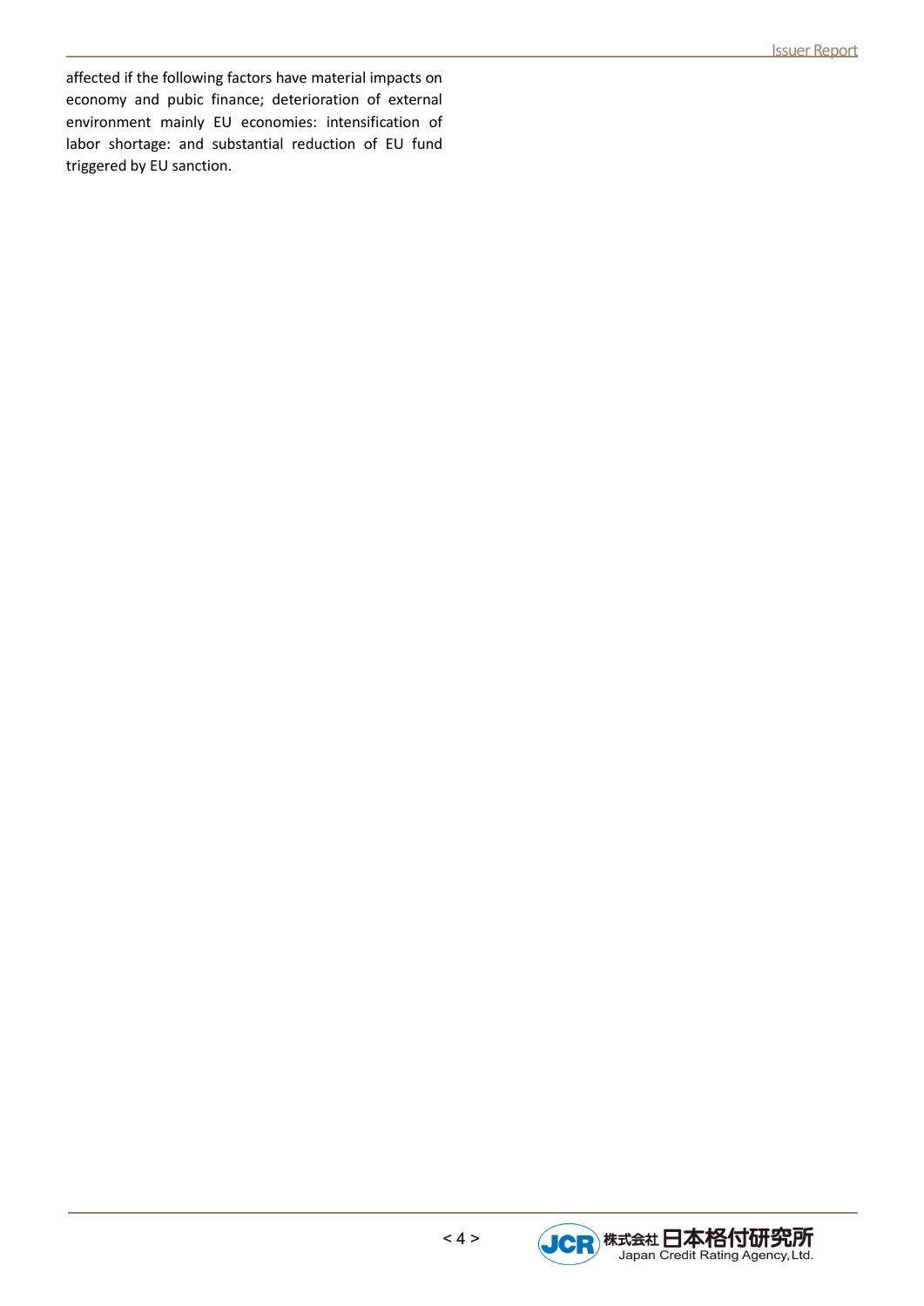affected if the following factors have material impacts on economy and pubic finance; deterioration of external environment mainly EU economies: intensification of labor shortage: and substantial reduction of EU fund triggered by EU sanction.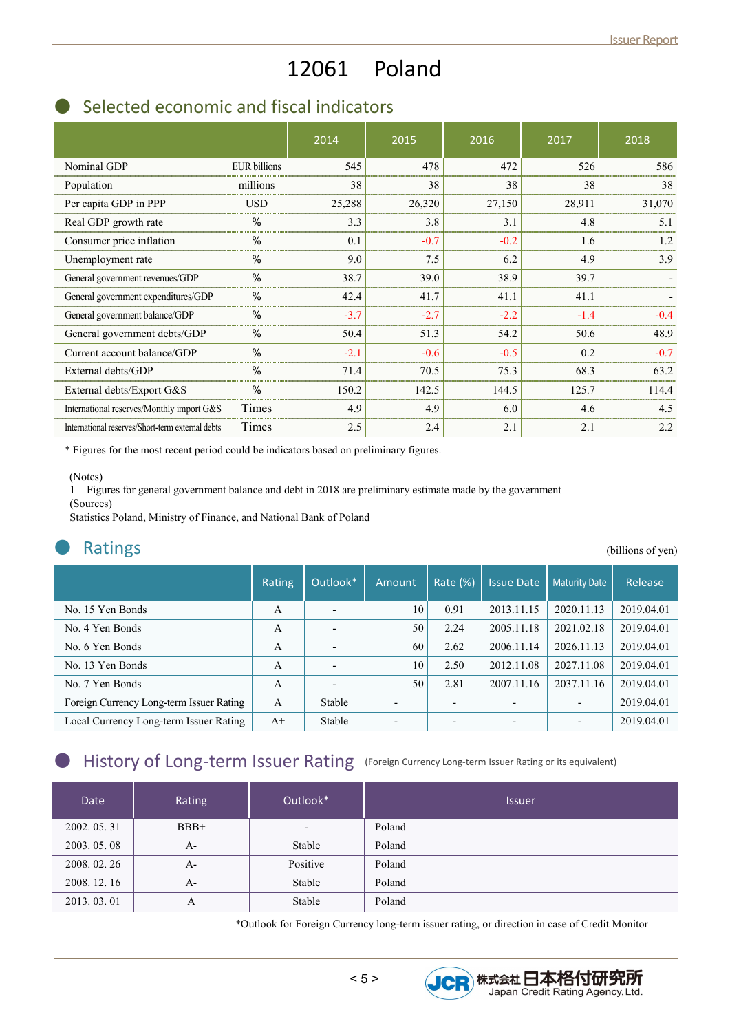# 12061 Poland

## Selected economic and fiscal indicators

| | | 2014 | 2015 | 2016 | 2017 | 2018 |
|---|---|---|---|---|---|---|
| Nominal GDP | EUR billions | 545 | 478 | 472 | 526 | 586 |
| Population | millions | 38 | 38 | 38 | 38 | 38 |
| Per capita GDP in PPP | USD | 25,288 | 26,320 | 27,150 | 28,911 | 31,070 |
| Real GDP growth rate | % | 3.3 | 3.8 | 3.1 | 4.8 | 5.1 |
| Consumer price inflation | % | 0.1 | -0.7 | -0.2 | 1.6 | 1.2 |
| Unemployment rate | % | 9.0 | 7.5 | 6.2 | 4.9 | 3.9 |
| General government revenues/GDP | % | 38.7 | 39.0 | 38.9 | 39.7 | - |
| General government expenditures/GDP | % | 42.4 | 41.7 | 41.1 | 41.1 | - |
| General government balance/GDP | % | -3.7 | -2.7 | -2.2 | -1.4 | -0.4 |
| General government debts/GDP | % | 50.4 | 51.3 | 54.2 | 50.6 | 48.9 |
| Current account balance/GDP | % | -2.1 | -0.6 | -0.5 | 0.2 | -0.7 |
| External debts/GDP | % | 71.4 | 70.5 | 75.3 | 68.3 | 63.2 |
| External debts/Export G&S | % | 150.2 | 142.5 | 144.5 | 125.7 | 114.4 |
| International reserves/Monthly import G&S | Times | 4.9 | 4.9 | 6.0 | 4.6 | 4.5 |
| International reserves/Short-term external debts | Times | 2.5 | 2.4 | 2.1 | 2.1 | 2.2 |

\* Figures for the most recent period could be indicators based on preliminary figures.

(Notes)
1 Figures for general government balance and debt in 2018 are preliminary estimate made by the government
(Sources)
Statistics Poland, Ministry of Finance, and National Bank of Poland

## Ratings

(billions of yen)

| | Rating | Outlook* | Amount | Rate (%) | Issue Date | Maturity Date | Release |
|---|---|---|---|---|---|---|---|
| No. 15 Yen Bonds | A | - | 10 | 0.91 | 2013.11.15 | 2020.11.13 | 2019.04.01 |
| No. 4 Yen Bonds | A | - | 50 | 2.24 | 2005.11.18 | 2021.02.18 | 2019.04.01 |
| No. 6 Yen Bonds | A | - | 60 | 2.62 | 2006.11.14 | 2026.11.13 | 2019.04.01 |
| No. 13 Yen Bonds | A | - | 10 | 2.50 | 2012.11.08 | 2027.11.08 | 2019.04.01 |
| No. 7 Yen Bonds | A | - | 50 | 2.81 | 2007.11.16 | 2037.11.16 | 2019.04.01 |
| Foreign Currency Long-term Issuer Rating | A | Stable | - | - | - | - | 2019.04.01 |
| Local Currency Long-term Issuer Rating | A+ | Stable | - | - | - | - | 2019.04.01 |

## History of Long-term Issuer Rating

(Foreign Currency Long-term Issuer Rating or its equivalent)

| Date | Rating | Outlook* | Issuer |
|---|---|---|---|
| 2002. 05. 31 | BBB+ | - | Poland |
| 2003. 05. 08 | A- | Stable | Poland |
| 2008. 02. 26 | A- | Positive | Poland |
| 2008. 12. 16 | A- | Stable | Poland |
| 2013. 03. 01 | A | Stable | Poland |

*Outlook for Foreign Currency long-term issuer rating, or direction in case of Credit Monitor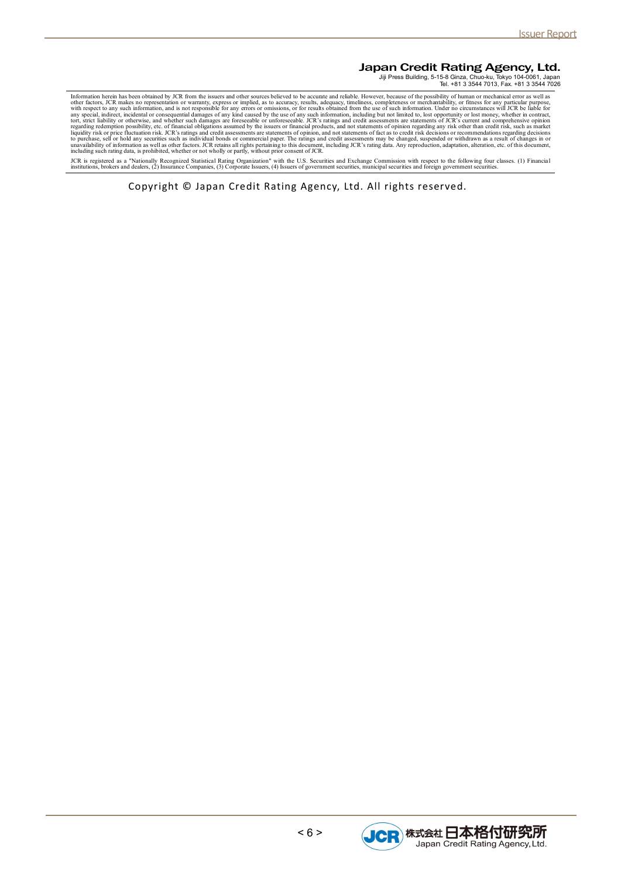**Japan Credit Rating Agency, Ltd.**

Jiji Press Building, 5-15-8 Ginza, Chuo-ku, Tokyo 104-0061, Japan
Tel. +81 3 3544 7013, Fax. +81 3 3544 7026

---

Information herein has been obtained by JCR from the issuers and other sources believed to be accurate and reliable. However, because of the possibility of human or mechanical error as well as other factors, JCR makes no representation or warranty, express or implied, as to accuracy, results, adequacy, timeliness, completeness or merchantability, or fitness for any particular purpose, with respect to any such information, and is not responsible for any errors or omissions, or for results obtained from the use of such information. Under no circumstances will JCR be liable for any special, indirect, incidental or consequential damages of any kind caused by the use of any such information, including but not limited to, lost opportunity or lost money, whether in contract, tort, strict liability or otherwise, and whether such damages are foreseeable or unforeseeable. JCR's ratings and credit assessments are statements of JCR's current and comprehensive opinion regarding redemption possibility, etc. of financial obligations assumed by the issuers or financial products, and not statements of opinion regarding any risk other than credit risk, such as market liquidity risk or price fluctuation risk. JCR's ratings and credit assessments are statements of opinion, and not statements of fact as to credit risk decisions or recommendations regarding decisions to purchase, sell or hold any securities such as individual bonds or commercial paper. The ratings and credit assessments may be changed, suspended or withdrawn as a result of changes in or unavailability of information as well as other factors. JCR retains all rights pertaining to this document, including JCR's rating data. Any reproduction, adaptation, alteration, etc. of this document, including such rating data, is prohibited, whether or not wholly or partly, without prior consent of JCR.

JCR is registered as a "Nationally Recognized Statistical Rating Organization" with the U.S. Securities and Exchange Commission with respect to the following four classes. (1) Financial institutions, brokers and dealers, (2) Insurance Companies, (3) Corporate Issuers, (4) Issuers of government securities, municipal securities and foreign government securities.

---

Copyright © Japan Credit Rating Agency, Ltd. All rights reserved.